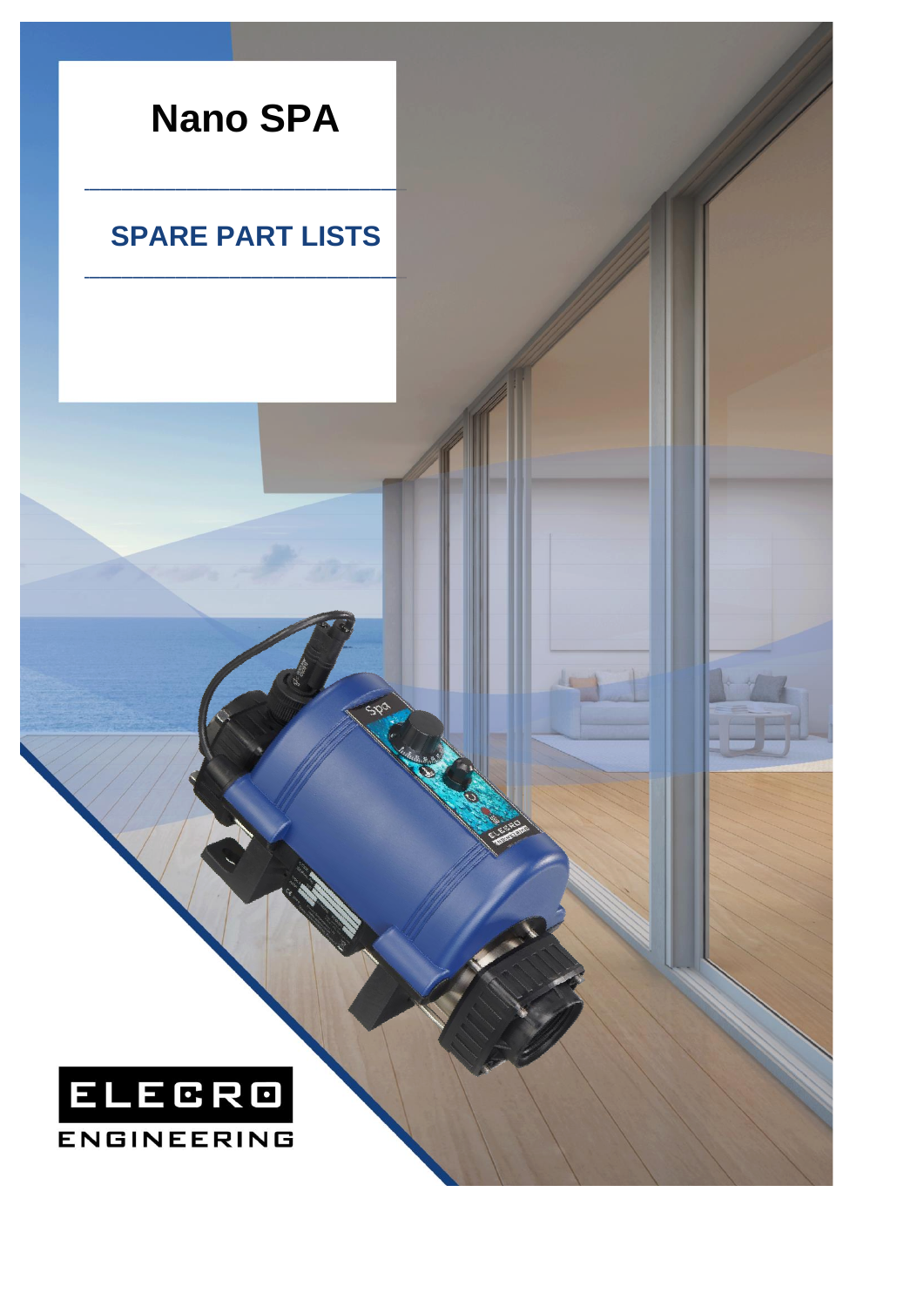# Nano SPA

---

## SPARE PART LISTS

---

ELECRO
ENGINEERING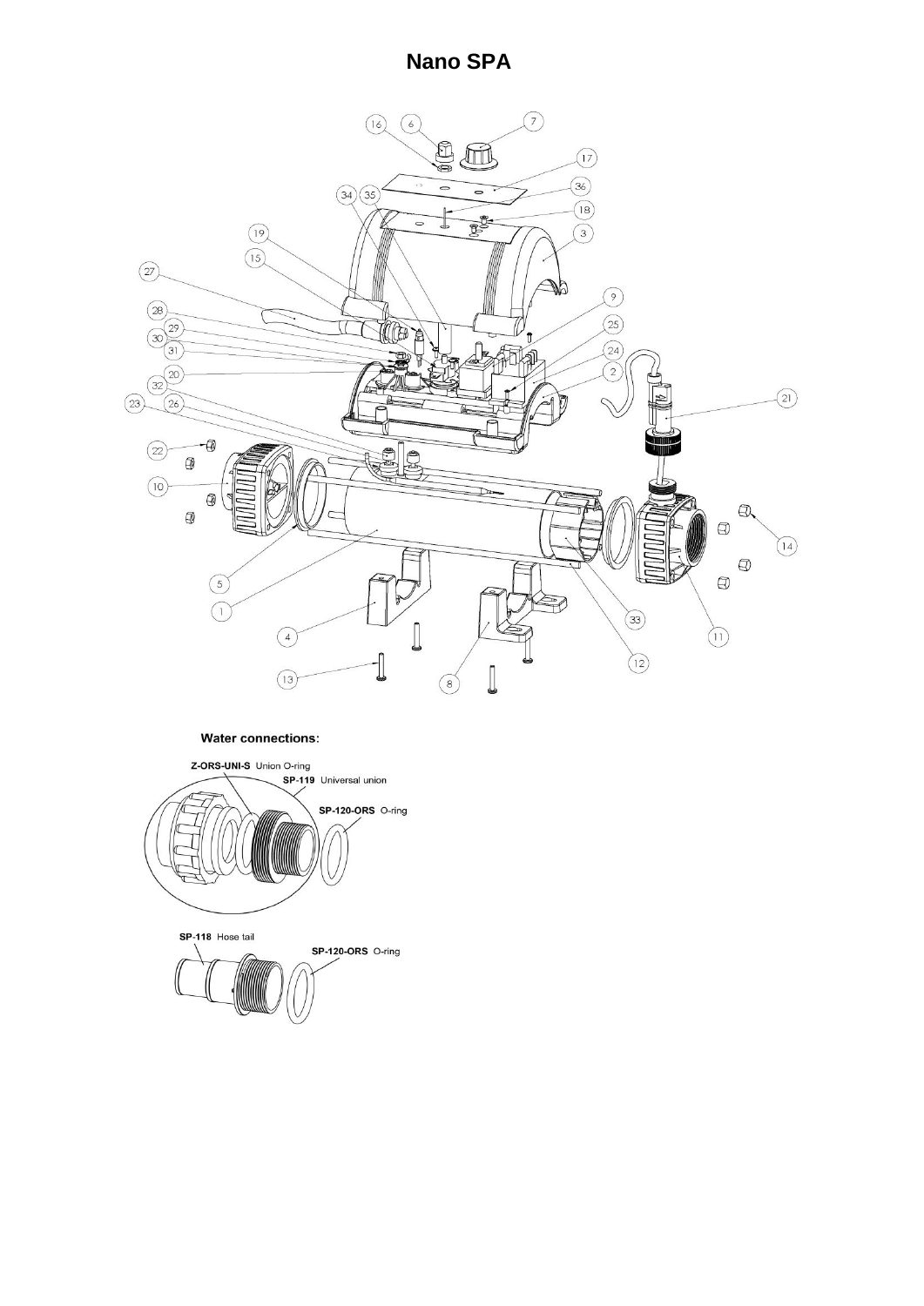# Nano SPA

**Water connections:**

Z-ORS-UNI-S Union O-ring

SP-119 Universal union

SP-120-ORS O-ring

SP-118 Hose tail

SP-120-ORS O-ring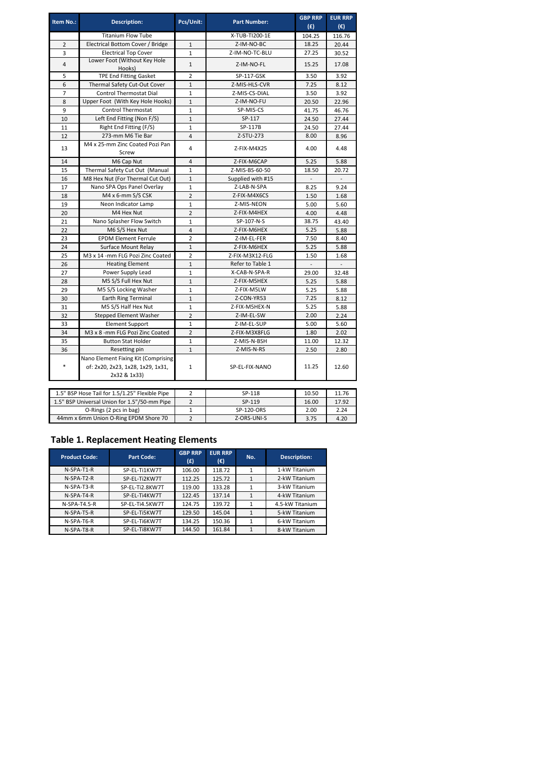| Item No.: | Description: | Pcs/Unit: | Part Number: | GBP RRP (£) | EUR RRP (€) |
|---|---|---|---|---|---|
| | Titanium Flow Tube | | X-TUB-TI200-1E | 104.25 | 116.76 |
| 2 | Electrical Bottom Cover / Bridge | 1 | Z-IM-NO-BC | 18.25 | 20.44 |
| 3 | Electrical Top Cover | 1 | Z-IM-NO-TC-BLU | 27.25 | 30.52 |
| 4 | Lower Foot (Without Key Hole Hooks) | 1 | Z-IM-NO-FL | 15.25 | 17.08 |
| 5 | TPE End Fitting Gasket | 2 | SP-117-GSK | 3.50 | 3.92 |
| 6 | Thermal Safety Cut-Out Cover | 1 | Z-MIS-HLS-CVR | 7.25 | 8.12 |
| 7 | Control Thermostat Dial | 1 | Z-MIS-CS-DIAL | 3.50 | 3.92 |
| 8 | Upper Foot (With Key Hole Hooks) | 1 | Z-IM-NO-FU | 20.50 | 22.96 |
| 9 | Control Thermostat | 1 | SP-MIS-CS | 41.75 | 46.76 |
| 10 | Left End Fitting (Non F/S) | 1 | SP-117 | 24.50 | 27.44 |
| 11 | Right End Fitting (F/S) | 1 | SP-117B | 24.50 | 27.44 |
| 12 | 273-mm M6 Tie Bar | 4 | Z-STU-273 | 8.00 | 8.96 |
| 13 | M4 x 25-mm Zinc Coated Pozi Pan Screw | 4 | Z-FIX-M4X25 | 4.00 | 4.48 |
| 14 | M6 Cap Nut | 4 | Z-FIX-M6CAP | 5.25 | 5.88 |
| 15 | Thermal Safety Cut Out (Manual | 1 | Z-MIS-BS-60-50 | 18.50 | 20.72 |
| 16 | M8 Hex Nut (For Thermal Cut Out) | 1 | Supplied with #15 | - | - |
| 17 | Nano SPA Ops Panel Overlay | 1 | Z-LAB-N-SPA | 8.25 | 9.24 |
| 18 | M4 x 6-mm S/S CSK | 2 | Z-FIX-M4X6CS | 1.50 | 1.68 |
| 19 | Neon Indicator Lamp | 1 | Z-MIS-NEON | 5.00 | 5.60 |
| 20 | M4 Hex Nut | 2 | Z-FIX-M4HEX | 4.00 | 4.48 |
| 21 | Nano Splasher Flow Switch | 1 | SP-107-N-S | 38.75 | 43.40 |
| 22 | M6 S/S Hex Nut | 4 | Z-FIX-M6HEX | 5.25 | 5.88 |
| 23 | EPDM Element Ferrule | 2 | Z-IM-EL-FER | 7.50 | 8.40 |
| 24 | Surface Mount Relay | 1 | Z-FIX-M6HEX | 5.25 | 5.88 |
| 25 | M3 x 14 -mm FLG Pozi Zinc Coated | 2 | Z-FIX-M3X12-FLG | 1.50 | 1.68 |
| 26 | Heating Element | 1 | Refer to Table 1 | - | - |
| 27 | Power Supply Lead | 1 | X-CAB-N-SPA-R | 29.00 | 32.48 |
| 28 | M5 S/S Full Hex Nut | 1 | Z-FIX-M5HEX | 5.25 | 5.88 |
| 29 | M5 S/S Locking Washer | 1 | Z-FIX-M5LW | 5.25 | 5.88 |
| 30 | Earth Ring Terminal | 1 | Z-CON-YR53 | 7.25 | 8.12 |
| 31 | M5 S/S Half Hex Nut | 1 | Z-FIX-M5HEX-N | 5.25 | 5.88 |
| 32 | Stepped Element Washer | 2 | Z-IM-EL-SW | 2.00 | 2.24 |
| 33 | Element Support | 1 | Z-IM-EL-SUP | 5.00 | 5.60 |
| 34 | M3 x 8 -mm FLG Pozi Zinc Coated | 2 | Z-FIX-M3X8FLG | 1.80 | 2.02 |
| 35 | Button Stat Holder | 1 | Z-MIS-N-BSH | 11.00 | 12.32 |
| 36 | Resetting pin | 1 | Z-MIS-N-RS | 2.50 | 2.80 |
| * | Nano Element Fixing Kit (Comprising of: 2x20, 2x23, 1x28, 1x29, 1x31, 2x32 & 1x33) | 1 | SP-EL-FIX-NANO | 11.25 | 12.60 |

| Description | Pcs/Unit | Part Number | GBP RRP (£) | EUR RRP (€) |
|---|---|---|---|---|
| 1.5" BSP Hose Tail for 1.5/1.25" Flexible Pipe | 2 | SP-118 | 10.50 | 11.76 |
| 1.5" BSP Universal Union for 1.5"/50-mm Pipe | 2 | SP-119 | 16.00 | 17.92 |
| O-Rings (2 pcs in bag) | 1 | SP-120-ORS | 2.00 | 2.24 |
| 44mm x 6mm Union O-Ring EPDM Shore 70 | 2 | Z-ORS-UNI-S | 3.75 | 4.20 |

## Table 1. Replacement Heating Elements

| Product Code: | Part Code: | GBP RRP (£) | EUR RRP (€) | No. | Description: |
|---|---|---|---|---|---|
| N-SPA-T1-R | SP-EL-Ti1KW7T | 106.00 | 118.72 | 1 | 1-kW Titanium |
| N-SPA-T2-R | SP-EL-Ti2KW7T | 112.25 | 125.72 | 1 | 2-kW Titanium |
| N-SPA-T3-R | SP-EL-Ti2.8KW7T | 119.00 | 133.28 | 1 | 3-kW Titanium |
| N-SPA-T4-R | SP-EL-Ti4KW7T | 122.45 | 137.14 | 1 | 4-kW Titanium |
| N-SPA-T4.5-R | SP-EL-Ti4.5KW7T | 124.75 | 139.72 | 1 | 4.5-kW Titanium |
| N-SPA-T5-R | SP-EL-Ti5KW7T | 129.50 | 145.04 | 1 | 5-kW Titanium |
| N-SPA-T6-R | SP-EL-Ti6KW7T | 134.25 | 150.36 | 1 | 6-kW Titanium |
| N-SPA-T8-R | SP-EL-Ti8KW7T | 144.50 | 161.84 | 1 | 8-kW Titanium |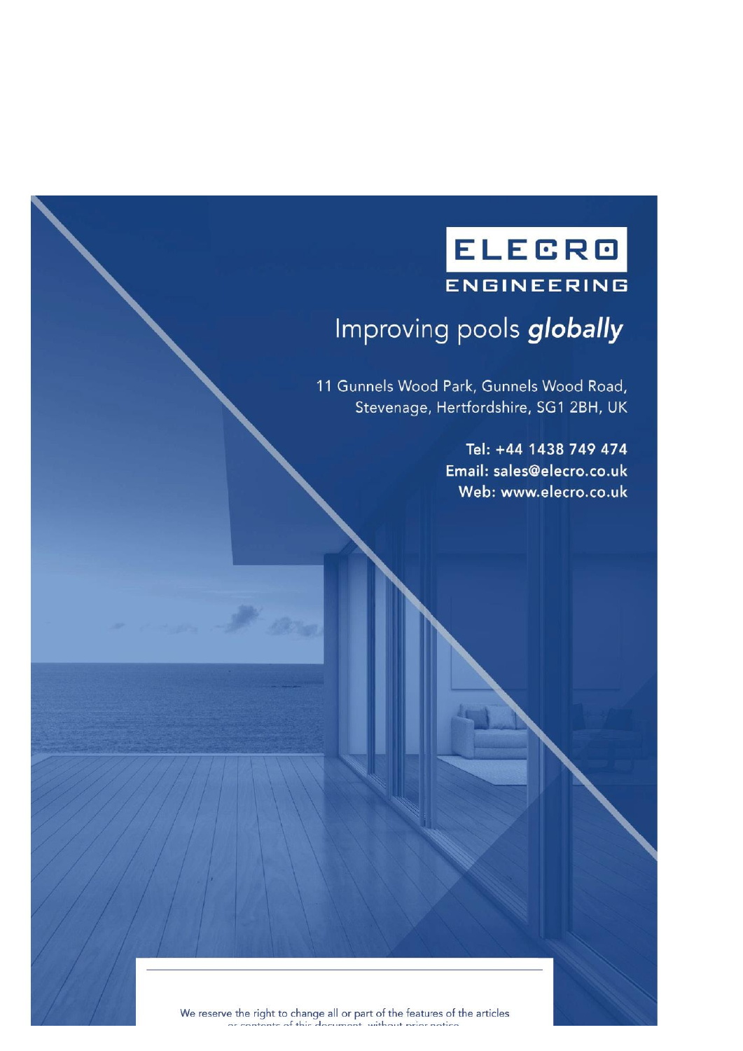ELECRO

ENGINEERING

Improving pools ***globally***

11 Gunnels Wood Park, Gunnels Wood Road,
Stevenage, Hertfordshire, SG1 2BH, UK

**Tel: +44 1438 749 474**
**Email: sales@elecro.co.uk**
**Web: www.elecro.co.uk**

We reserve the right to change all or part of the features of the articles or contents of this document, without prior notice.